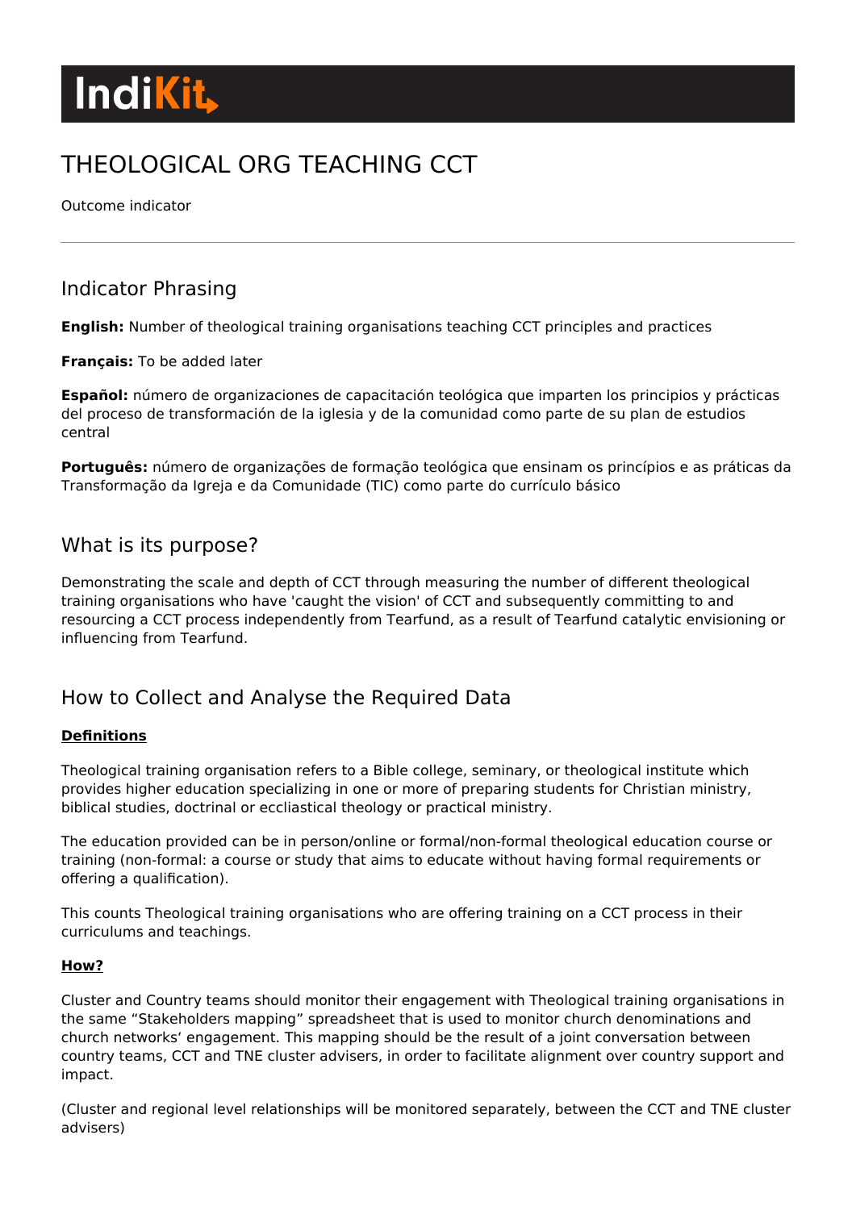# IndiKit

# THEOLOGICAL ORG TEACHING CCT

Outcome indicator

---

## Indicator Phrasing

**English:** Number of theological training organisations teaching CCT principles and practices

**Français:** To be added later

**Español:** número de organizaciones de capacitación teológica que imparten los principios y prácticas del proceso de transformación de la iglesia y de la comunidad como parte de su plan de estudios central

**Português:** número de organizações de formação teológica que ensinam os princípios e as práticas da Transformação da Igreja e da Comunidade (TIC) como parte do currículo básico

## What is its purpose?

Demonstrating the scale and depth of CCT through measuring the number of different theological training organisations who have 'caught the vision' of CCT and subsequently committing to and resourcing a CCT process independently from Tearfund, as a result of Tearfund catalytic envisioning or influencing from Tearfund.

## How to Collect and Analyse the Required Data

**Definitions**

Theological training organisation refers to a Bible college, seminary, or theological institute which provides higher education specializing in one or more of preparing students for Christian ministry, biblical studies, doctrinal or eccliastical theology or practical ministry.

The education provided can be in person/online or formal/non-formal theological education course or training (non-formal: a course or study that aims to educate without having formal requirements or offering a qualification).

This counts Theological training organisations who are offering training on a CCT process in their curriculums and teachings.

**How?**

Cluster and Country teams should monitor their engagement with Theological training organisations in the same “Stakeholders mapping” spreadsheet that is used to monitor church denominations and church networks‘ engagement. This mapping should be the result of a joint conversation between country teams, CCT and TNE cluster advisers, in order to facilitate alignment over country support and impact.

(Cluster and regional level relationships will be monitored separately, between the CCT and TNE cluster advisers)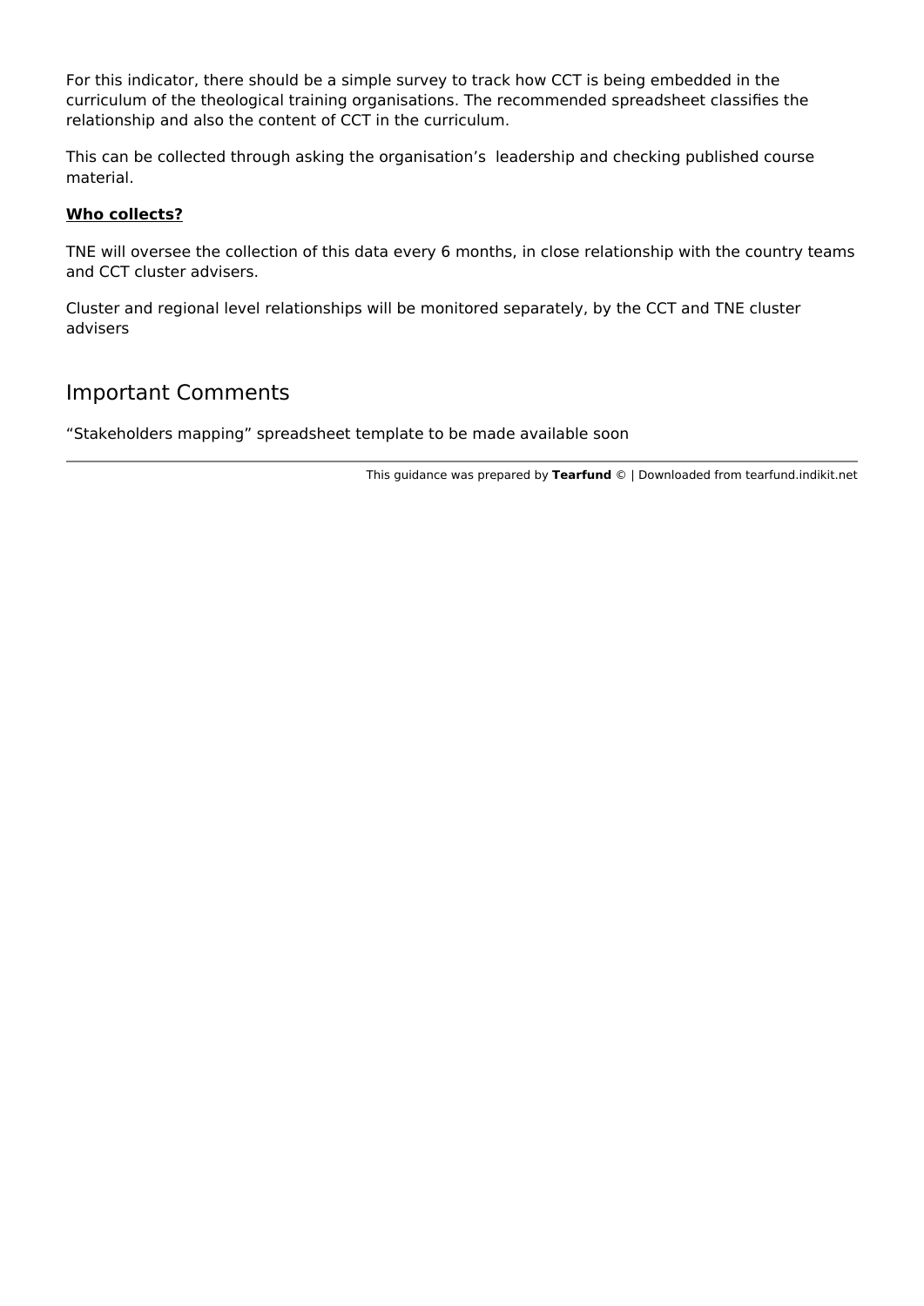For this indicator, there should be a simple survey to track how CCT is being embedded in the curriculum of the theological training organisations. The recommended spreadsheet classifies the relationship and also the content of CCT in the curriculum.

This can be collected through asking the organisation's leadership and checking published course material.

**Who collects?**

TNE will oversee the collection of this data every 6 months, in close relationship with the country teams and CCT cluster advisers.

Cluster and regional level relationships will be monitored separately, by the CCT and TNE cluster advisers

## Important Comments

"Stakeholders mapping" spreadsheet template to be made available soon

This guidance was prepared by **Tearfund** © | Downloaded from tearfund.indikit.net